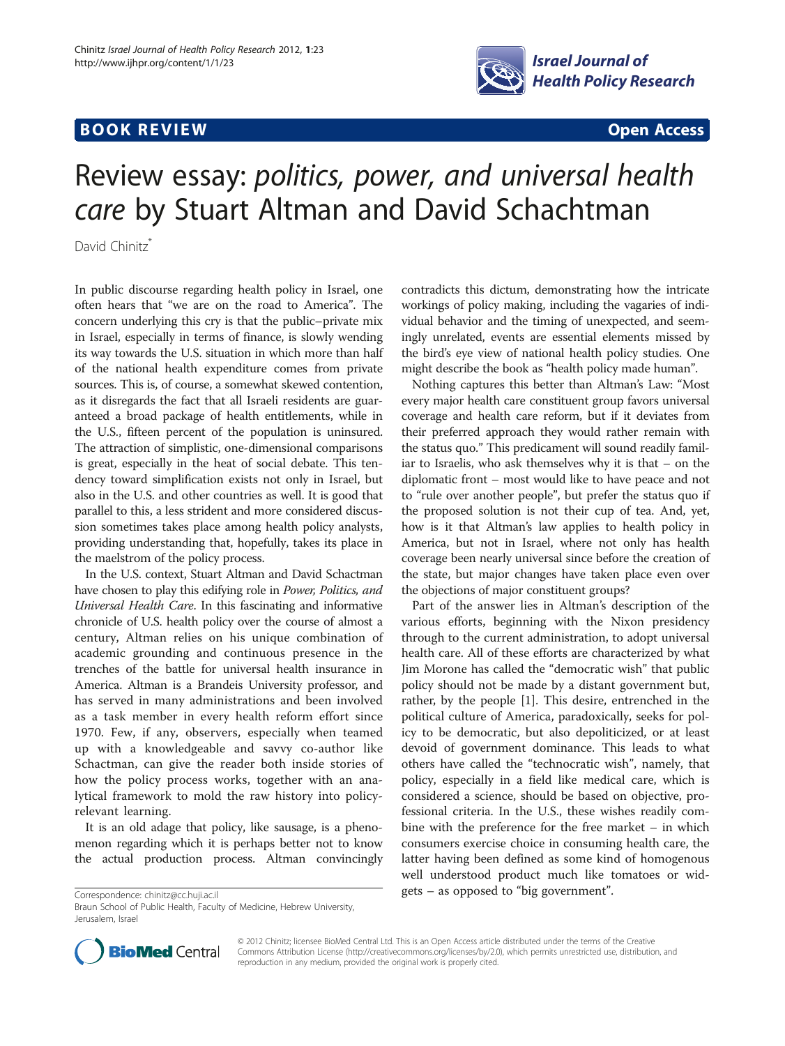BOOK REVIEW

Open Access

# Review essay: *politics, power, and universal health care* by Stuart Altman and David Schachtman

David Chinitz*

In public discourse regarding health policy in Israel, one often hears that "we are on the road to America". The concern underlying this cry is that the public–private mix in Israel, especially in terms of finance, is slowly wending its way towards the U.S. situation in which more than half of the national health expenditure comes from private sources. This is, of course, a somewhat skewed contention, as it disregards the fact that all Israeli residents are guaranteed a broad package of health entitlements, while in the U.S., fifteen percent of the population is uninsured. The attraction of simplistic, one-dimensional comparisons is great, especially in the heat of social debate. This tendency toward simplification exists not only in Israel, but also in the U.S. and other countries as well. It is good that parallel to this, a less strident and more considered discussion sometimes takes place among health policy analysts, providing understanding that, hopefully, takes its place in the maelstrom of the policy process.

In the U.S. context, Stuart Altman and David Schactman have chosen to play this edifying role in *Power, Politics, and Universal Health Care*. In this fascinating and informative chronicle of U.S. health policy over the course of almost a century, Altman relies on his unique combination of academic grounding and continuous presence in the trenches of the battle for universal health insurance in America. Altman is a Brandeis University professor, and has served in many administrations and been involved as a task member in every health reform effort since 1970. Few, if any, observers, especially when teamed up with a knowledgeable and savvy co-author like Schactman, can give the reader both inside stories of how the policy process works, together with an analytical framework to mold the raw history into policy-relevant learning.

It is an old adage that policy, like sausage, is a phenomenon regarding which it is perhaps better not to know the actual production process. Altman convincingly contradicts this dictum, demonstrating how the intricate workings of policy making, including the vagaries of individual behavior and the timing of unexpected, and seemingly unrelated, events are essential elements missed by the bird's eye view of national health policy studies. One might describe the book as "health policy made human".

Nothing captures this better than Altman's Law: "Most every major health care constituent group favors universal coverage and health care reform, but if it deviates from their preferred approach they would rather remain with the status quo." This predicament will sound readily familiar to Israelis, who ask themselves why it is that – on the diplomatic front – most would like to have peace and not to "rule over another people", but prefer the status quo if the proposed solution is not their cup of tea. And, yet, how is it that Altman's law applies to health policy in America, but not in Israel, where not only has health coverage been nearly universal since before the creation of the state, but major changes have taken place even over the objections of major constituent groups?

Part of the answer lies in Altman's description of the various efforts, beginning with the Nixon presidency through to the current administration, to adopt universal health care. All of these efforts are characterized by what Jim Morone has called the "democratic wish" that public policy should not be made by a distant government but, rather, by the people [1]. This desire, entrenched in the political culture of America, paradoxically, seeks for policy to be democratic, but also depoliticized, or at least devoid of government dominance. This leads to what others have called the "technocratic wish", namely, that policy, especially in a field like medical care, which is considered a science, should be based on objective, professional criteria. In the U.S., these wishes readily combine with the preference for the free market – in which consumers exercise choice in consuming health care, the latter having been defined as some kind of homogenous well understood product much like tomatoes or widgets – as opposed to "big government".

Correspondence: chinitz@cc.huji.ac.il
Braun School of Public Health, Faculty of Medicine, Hebrew University, Jerusalem, Israel

© 2012 Chinitz; licensee BioMed Central Ltd. This is an Open Access article distributed under the terms of the Creative Commons Attribution License (http://creativecommons.org/licenses/by/2.0), which permits unrestricted use, distribution, and reproduction in any medium, provided the original work is properly cited.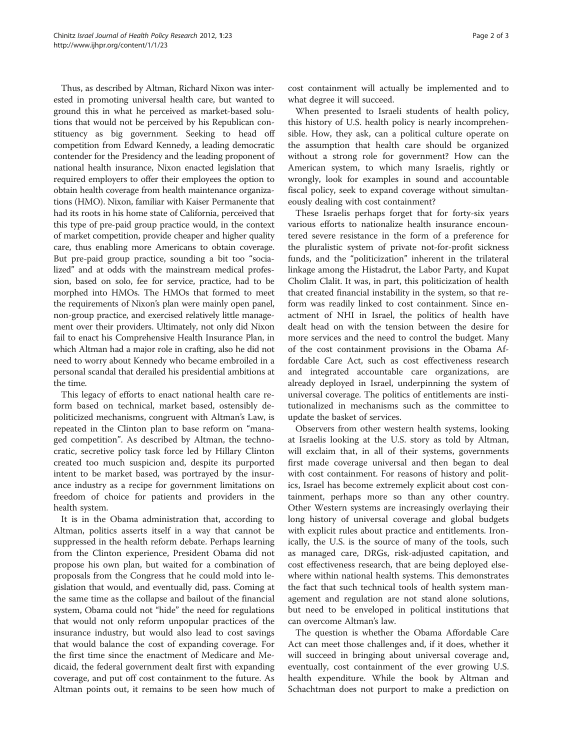Thus, as described by Altman, Richard Nixon was interested in promoting universal health care, but wanted to ground this in what he perceived as market-based solutions that would not be perceived by his Republican constituency as big government. Seeking to head off competition from Edward Kennedy, a leading democratic contender for the Presidency and the leading proponent of national health insurance, Nixon enacted legislation that required employers to offer their employees the option to obtain health coverage from health maintenance organizations (HMO). Nixon, familiar with Kaiser Permanente that had its roots in his home state of California, perceived that this type of pre-paid group practice would, in the context of market competition, provide cheaper and higher quality care, thus enabling more Americans to obtain coverage. But pre-paid group practice, sounding a bit too "socialized" and at odds with the mainstream medical profession, based on solo, fee for service, practice, had to be morphed into HMOs. The HMOs that formed to meet the requirements of Nixon's plan were mainly open panel, non-group practice, and exercised relatively little management over their providers. Ultimately, not only did Nixon fail to enact his Comprehensive Health Insurance Plan, in which Altman had a major role in crafting, also he did not need to worry about Kennedy who became embroiled in a personal scandal that derailed his presidential ambitions at the time.

This legacy of efforts to enact national health care reform based on technical, market based, ostensibly depoliticized mechanisms, congruent with Altman's Law, is repeated in the Clinton plan to base reform on "managed competition". As described by Altman, the technocratic, secretive policy task force led by Hillary Clinton created too much suspicion and, despite its purported intent to be market based, was portrayed by the insurance industry as a recipe for government limitations on freedom of choice for patients and providers in the health system.

It is in the Obama administration that, according to Altman, politics asserts itself in a way that cannot be suppressed in the health reform debate. Perhaps learning from the Clinton experience, President Obama did not propose his own plan, but waited for a combination of proposals from the Congress that he could mold into legislation that would, and eventually did, pass. Coming at the same time as the collapse and bailout of the financial system, Obama could not "hide" the need for regulations that would not only reform unpopular practices of the insurance industry, but would also lead to cost savings that would balance the cost of expanding coverage. For the first time since the enactment of Medicare and Medicaid, the federal government dealt first with expanding coverage, and put off cost containment to the future. As Altman points out, it remains to be seen how much of cost containment will actually be implemented and to what degree it will succeed.

When presented to Israeli students of health policy, this history of U.S. health policy is nearly incomprehensible. How, they ask, can a political culture operate on the assumption that health care should be organized without a strong role for government? How can the American system, to which many Israelis, rightly or wrongly, look for examples in sound and accountable fiscal policy, seek to expand coverage without simultaneously dealing with cost containment?

These Israelis perhaps forget that for forty-six years various efforts to nationalize health insurance encountered severe resistance in the form of a preference for the pluralistic system of private not-for-profit sickness funds, and the "politicization" inherent in the trilateral linkage among the Histadrut, the Labor Party, and Kupat Cholim Clalit. It was, in part, this politicization of health that created financial instability in the system, so that reform was readily linked to cost containment. Since enactment of NHI in Israel, the politics of health have dealt head on with the tension between the desire for more services and the need to control the budget. Many of the cost containment provisions in the Obama Affordable Care Act, such as cost effectiveness research and integrated accountable care organizations, are already deployed in Israel, underpinning the system of universal coverage. The politics of entitlements are institutionalized in mechanisms such as the committee to update the basket of services.

Observers from other western health systems, looking at Israelis looking at the U.S. story as told by Altman, will exclaim that, in all of their systems, governments first made coverage universal and then began to deal with cost containment. For reasons of history and politics, Israel has become extremely explicit about cost containment, perhaps more so than any other country. Other Western systems are increasingly overlaying their long history of universal coverage and global budgets with explicit rules about practice and entitlements. Ironically, the U.S. is the source of many of the tools, such as managed care, DRGs, risk-adjusted capitation, and cost effectiveness research, that are being deployed elsewhere within national health systems. This demonstrates the fact that such technical tools of health system management and regulation are not stand alone solutions, but need to be enveloped in political institutions that can overcome Altman's law.

The question is whether the Obama Affordable Care Act can meet those challenges and, if it does, whether it will succeed in bringing about universal coverage and, eventually, cost containment of the ever growing U.S. health expenditure. While the book by Altman and Schachtman does not purport to make a prediction on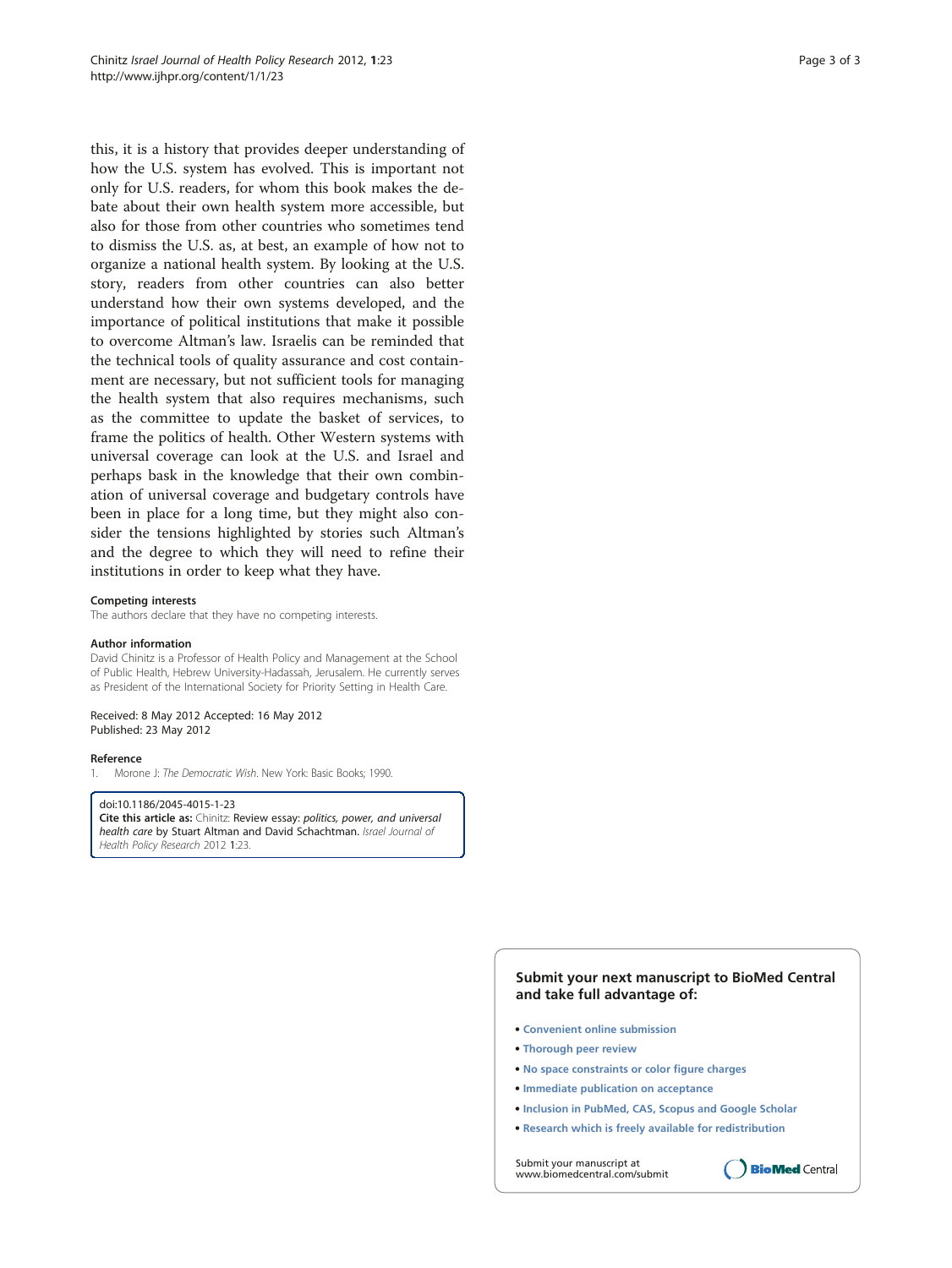this, it is a history that provides deeper understanding of how the U.S. system has evolved. This is important not only for U.S. readers, for whom this book makes the debate about their own health system more accessible, but also for those from other countries who sometimes tend to dismiss the U.S. as, at best, an example of how not to organize a national health system. By looking at the U.S. story, readers from other countries can also better understand how their own systems developed, and the importance of political institutions that make it possible to overcome Altman's law. Israelis can be reminded that the technical tools of quality assurance and cost containment are necessary, but not sufficient tools for managing the health system that also requires mechanisms, such as the committee to update the basket of services, to frame the politics of health. Other Western systems with universal coverage can look at the U.S. and Israel and perhaps bask in the knowledge that their own combination of universal coverage and budgetary controls have been in place for a long time, but they might also consider the tensions highlighted by stories such Altman's and the degree to which they will need to refine their institutions in order to keep what they have.

#### Competing interests
The authors declare that they have no competing interests.

#### Author information
David Chinitz is a Professor of Health Policy and Management at the School of Public Health, Hebrew University-Hadassah, Jerusalem. He currently serves as President of the International Society for Priority Setting in Health Care.

Received: 8 May 2012 Accepted: 16 May 2012
Published: 23 May 2012

#### Reference
1. Morone J: *The Democratic Wish*. New York: Basic Books; 1990.

doi:10.1186/2045-4015-1-23
**Cite this article as:** Chinitz: Review essay: *politics, power, and universal health care* by Stuart Altman and David Schachtman. *Israel Journal of Health Policy Research* 2012 **1**:23.

**Submit your next manuscript to BioMed Central and take full advantage of:**

- **Convenient online submission**
- **Thorough peer review**
- **No space constraints or color figure charges**
- **Immediate publication on acceptance**
- **Inclusion in PubMed, CAS, Scopus and Google Scholar**
- **Research which is freely available for redistribution**

Submit your manuscript at
www.biomedcentral.com/submit

BioMed Central